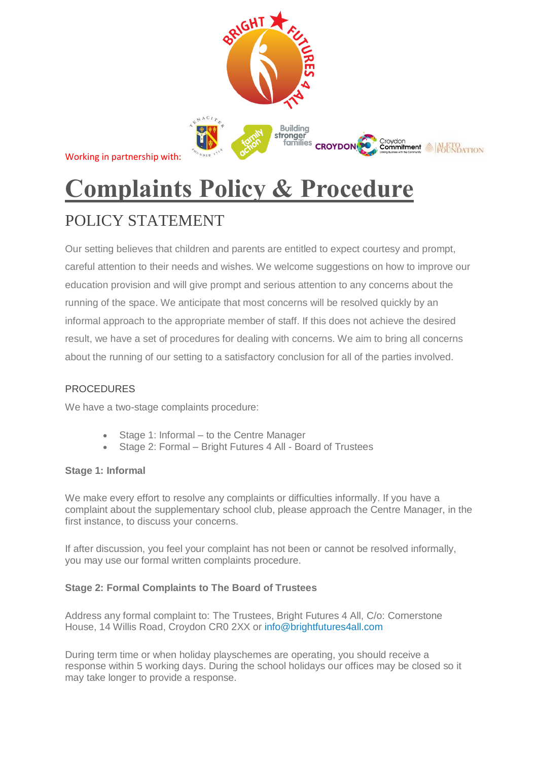Working in partnership with:

# Complaints Policy & Procedure

## POLICY STATEMENT

Our setting believes that children and parents are entitled to expect courtesy and prompt, careful attention to their needs and wishes. We welcome suggestions on how to improve our education provision and will give prompt and serious attention to any concerns about the running of the space. We anticipate that most concerns will be resolved quickly by an informal approach to the appropriate member of staff. If this does not achieve the desired result, we have a set of procedures for dealing with concerns. We aim to bring all concerns about the running of our setting to a satisfactory conclusion for all of the parties involved.

### PROCEDURES

We have a two-stage complaints procedure:

- Stage 1: Informal – to the Centre Manager
- Stage 2: Formal – Bright Futures 4 All - Board of Trustees

**Stage 1: Informal**

We make every effort to resolve any complaints or difficulties informally. If you have a complaint about the supplementary school club, please approach the Centre Manager, in the first instance, to discuss your concerns.

If after discussion, you feel your complaint has not been or cannot be resolved informally, you may use our formal written complaints procedure.

**Stage 2: Formal Complaints to The Board of Trustees**

Address any formal complaint to: The Trustees, Bright Futures 4 All, C/o: Cornerstone House, 14 Willis Road, Croydon CR0 2XX or info@brightfutures4all.com

During term time or when holiday playschemes are operating, you should receive a response within 5 working days. During the school holidays our offices may be closed so it may take longer to provide a response.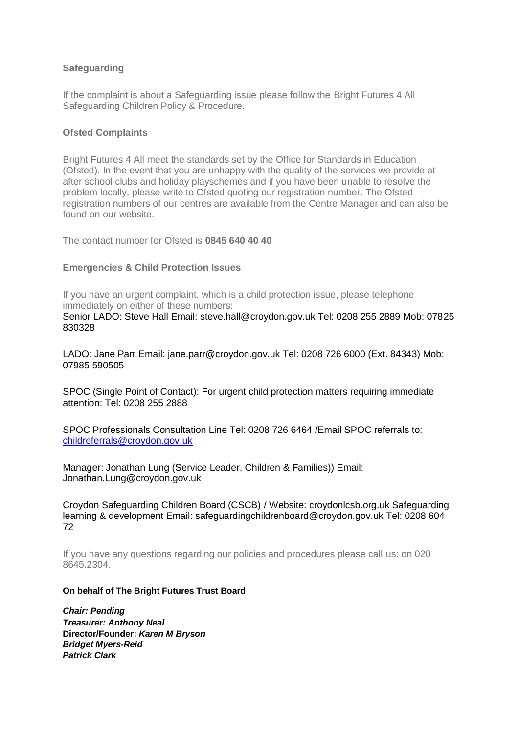**Safeguarding**

If the complaint is about a Safeguarding issue please follow the Bright Futures 4 All Safeguarding Children Policy & Procedure.

**Ofsted Complaints**

Bright Futures 4 All meet the standards set by the Office for Standards in Education (Ofsted). In the event that you are unhappy with the quality of the services we provide at after school clubs and holiday playschemes and if you have been unable to resolve the problem locally, please write to Ofsted quoting our registration number. The Ofsted registration numbers of our centres are available from the Centre Manager and can also be found on our website.

The contact number for Ofsted is **0845 640 40 40**

**Emergencies & Child Protection Issues**

If you have an urgent complaint, which is a child protection issue, please telephone immediately on either of these numbers:
Senior LADO: Steve Hall Email: steve.hall@croydon.gov.uk Tel: 0208 255 2889 Mob: 07825 830328

LADO: Jane Parr Email: jane.parr@croydon.gov.uk Tel: 0208 726 6000 (Ext. 84343) Mob: 07985 590505

SPOC (Single Point of Contact): For urgent child protection matters requiring immediate attention: Tel: 0208 255 2888

SPOC Professionals Consultation Line Tel: 0208 726 6464 /Email SPOC referrals to: childreferrals@croydon.gov.uk

Manager: Jonathan Lung (Service Leader, Children & Families)) Email: Jonathan.Lung@croydon.gov.uk

Croydon Safeguarding Children Board (CSCB) / Website: croydonlcsb.org.uk Safeguarding learning & development Email: safeguardingchildrenboard@croydon.gov.uk Tel: 0208 604 72

If you have any questions regarding our policies and procedures please call us: on 020 8645.2304.

**On behalf of The Bright Futures Trust Board**

***Chair: Pending***
***Treasurer: Anthony Neal***
**Director/Founder:** ***Karen M Bryson***
***Bridget Myers-Reid***
***Patrick Clark***